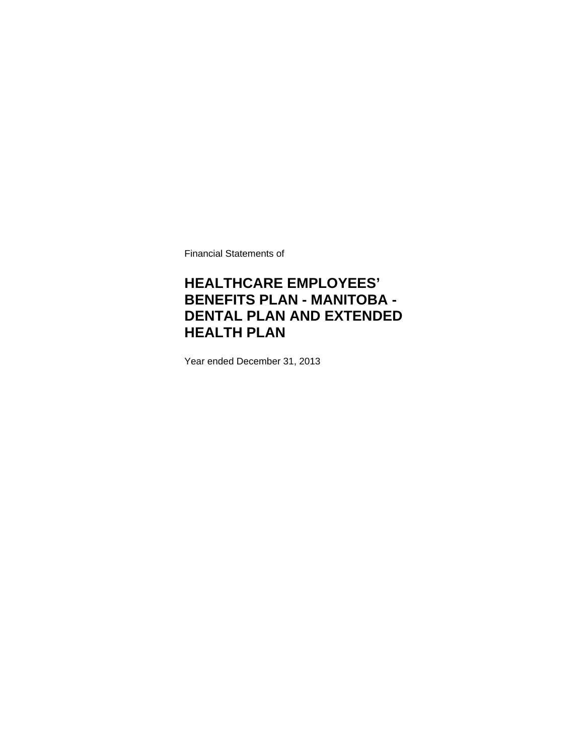Financial Statements of

# HEALTHCARE EMPLOYEES' BENEFITS PLAN - MANITOBA - DENTAL PLAN AND EXTENDED HEALTH PLAN

Year ended December 31, 2013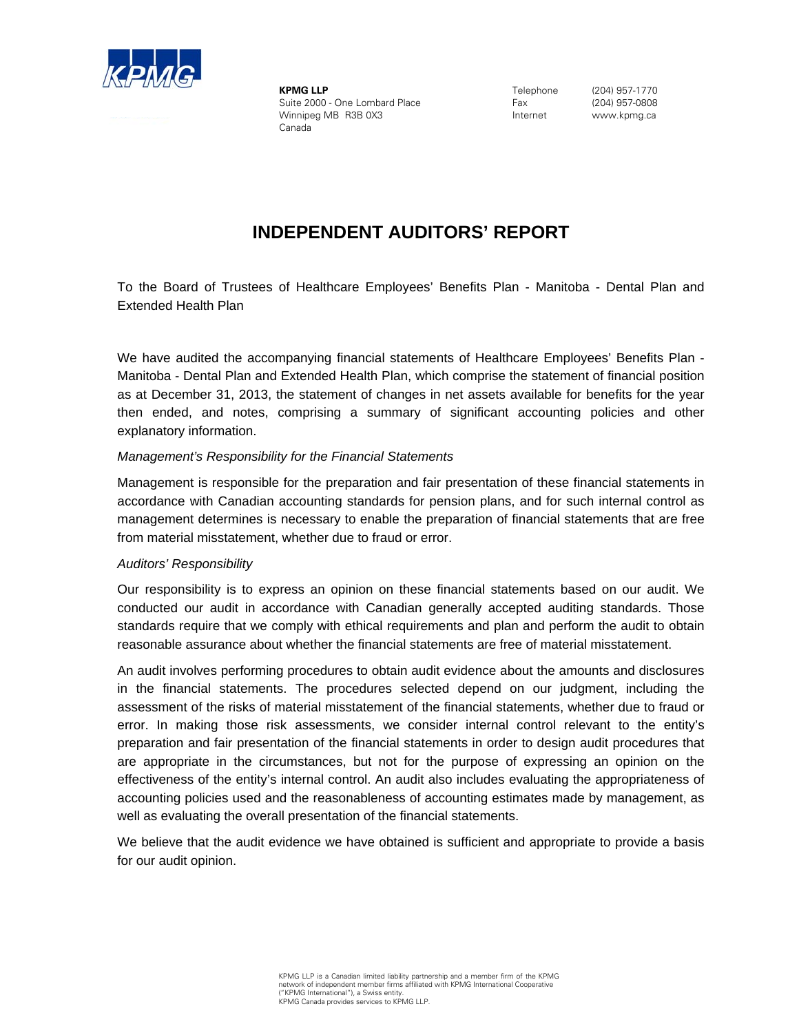KPMG LLP
Suite 2000 - One Lombard Place
Winnipeg MB R3B 0X3
Canada

Telephone (204) 957-1770
Fax (204) 957-0808
Internet www.kpmg.ca

# INDEPENDENT AUDITORS' REPORT

To the Board of Trustees of Healthcare Employees' Benefits Plan - Manitoba - Dental Plan and Extended Health Plan

We have audited the accompanying financial statements of Healthcare Employees' Benefits Plan - Manitoba - Dental Plan and Extended Health Plan, which comprise the statement of financial position as at December 31, 2013, the statement of changes in net assets available for benefits for the year then ended, and notes, comprising a summary of significant accounting policies and other explanatory information.

*Management's Responsibility for the Financial Statements*

Management is responsible for the preparation and fair presentation of these financial statements in accordance with Canadian accounting standards for pension plans, and for such internal control as management determines is necessary to enable the preparation of financial statements that are free from material misstatement, whether due to fraud or error.

*Auditors' Responsibility*

Our responsibility is to express an opinion on these financial statements based on our audit. We conducted our audit in accordance with Canadian generally accepted auditing standards. Those standards require that we comply with ethical requirements and plan and perform the audit to obtain reasonable assurance about whether the financial statements are free of material misstatement.

An audit involves performing procedures to obtain audit evidence about the amounts and disclosures in the financial statements. The procedures selected depend on our judgment, including the assessment of the risks of material misstatement of the financial statements, whether due to fraud or error. In making those risk assessments, we consider internal control relevant to the entity's preparation and fair presentation of the financial statements in order to design audit procedures that are appropriate in the circumstances, but not for the purpose of expressing an opinion on the effectiveness of the entity's internal control. An audit also includes evaluating the appropriateness of accounting policies used and the reasonableness of accounting estimates made by management, as well as evaluating the overall presentation of the financial statements.

We believe that the audit evidence we have obtained is sufficient and appropriate to provide a basis for our audit opinion.

KPMG LLP is a Canadian limited liability partnership and a member firm of the KPMG network of independent member firms affiliated with KPMG International Cooperative ("KPMG International"), a Swiss entity.
KPMG Canada provides services to KPMG LLP.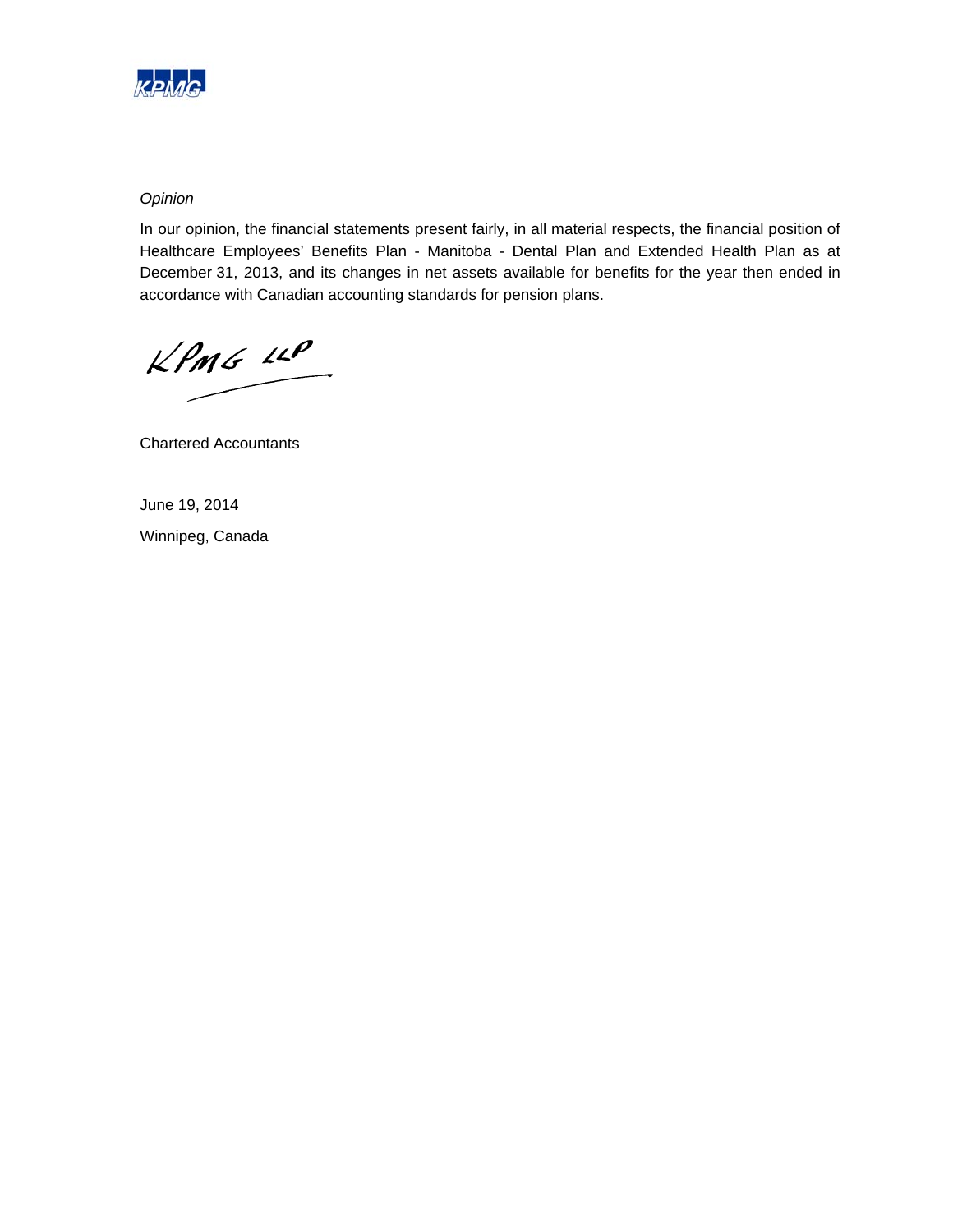*Opinion*

In our opinion, the financial statements present fairly, in all material respects, the financial position of Healthcare Employees' Benefits Plan - Manitoba - Dental Plan and Extended Health Plan as at December 31, 2013, and its changes in net assets available for benefits for the year then ended in accordance with Canadian accounting standards for pension plans.

KPMG LLP

Chartered Accountants

June 19, 2014

Winnipeg, Canada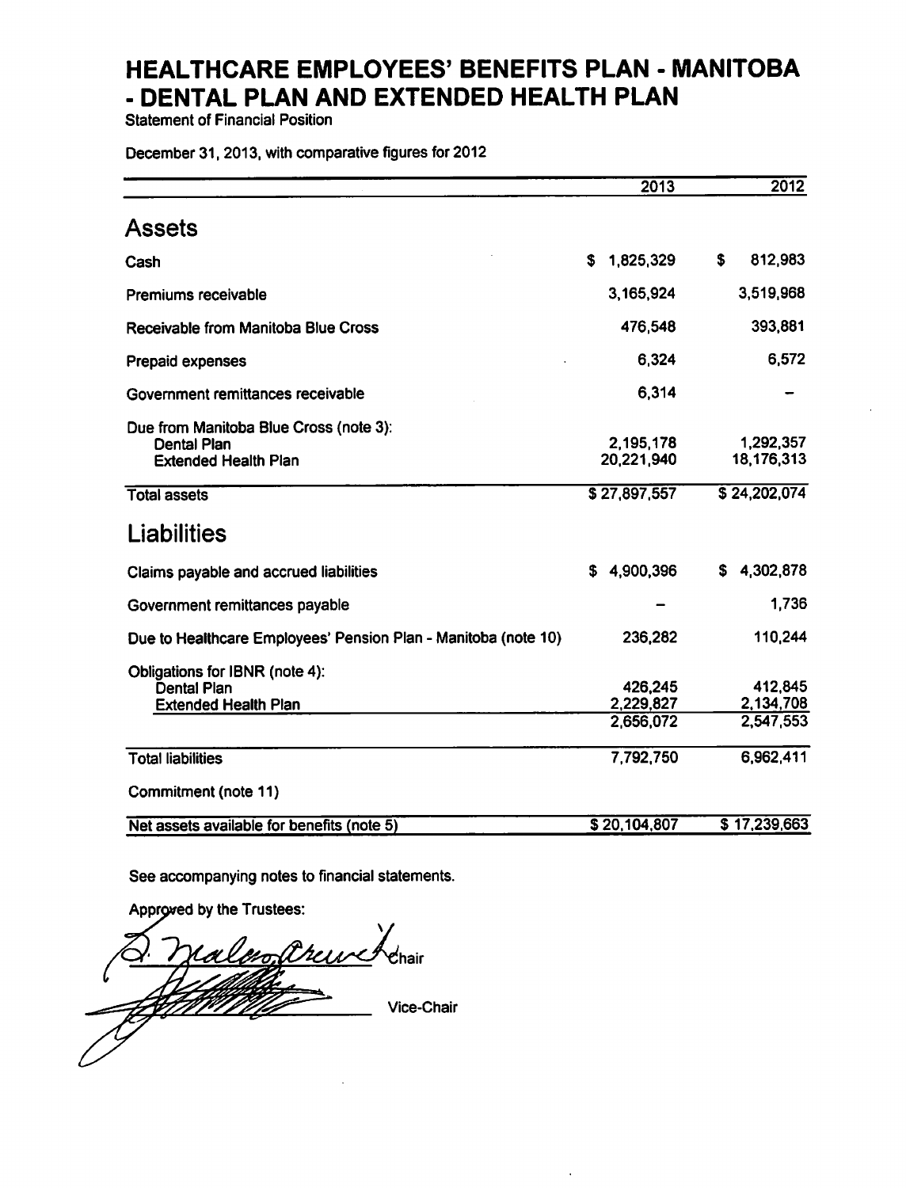# HEALTHCARE EMPLOYEES' BENEFITS PLAN - MANITOBA - DENTAL PLAN AND EXTENDED HEALTH PLAN

Statement of Financial Position

December 31, 2013, with comparative figures for 2012

| | 2013 | 2012 |
|---|---|---|
| **Assets** | | |
| Cash | $ 1,825,329 | $ 812,983 |
| Premiums receivable | 3,165,924 | 3,519,968 |
| Receivable from Manitoba Blue Cross | 476,548 | 393,881 |
| Prepaid expenses | 6,324 | 6,572 |
| Government remittances receivable | 6,314 | – |
| Due from Manitoba Blue Cross (note 3): | | |
| Dental Plan | 2,195,178 | 1,292,357 |
| Extended Health Plan | 20,221,940 | 18,176,313 |
| Total assets | $ 27,897,557 | $ 24,202,074 |
| **Liabilities** | | |
| Claims payable and accrued liabilities | $ 4,900,396 | $ 4,302,878 |
| Government remittances payable | – | 1,736 |
| Due to Healthcare Employees' Pension Plan - Manitoba (note 10) | 236,282 | 110,244 |
| Obligations for IBNR (note 4): | | |
| Dental Plan | 426,245 | 412,845 |
| Extended Health Plan | 2,229,827 | 2,134,708 |
| | 2,656,072 | 2,547,553 |
| Total liabilities | 7,792,750 | 6,962,411 |
| Commitment (note 11) | | |
| Net assets available for benefits (note 5) | $ 20,104,807 | $ 17,239,663 |

See accompanying notes to financial statements.

Approved by the Trustees:

_______________ Chair

_______________ Vice-Chair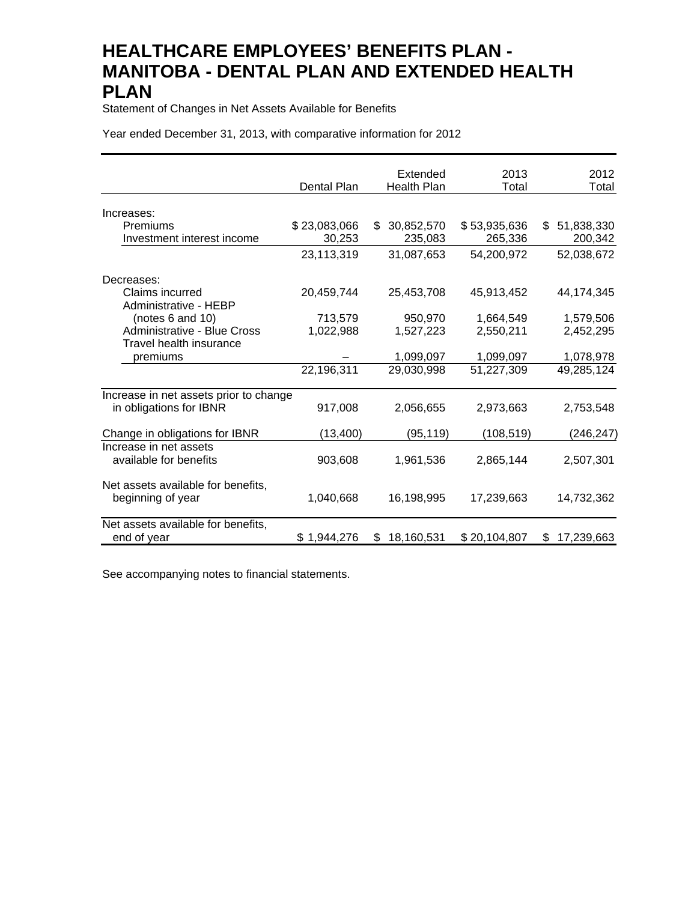# HEALTHCARE EMPLOYEES' BENEFITS PLAN - MANITOBA - DENTAL PLAN AND EXTENDED HEALTH PLAN

Statement of Changes in Net Assets Available for Benefits

Year ended December 31, 2013, with comparative information for 2012

| | Dental Plan | Extended Health Plan | 2013 Total | 2012 Total |
|---|---|---|---|---|
| Increases: | | | | |
| Premiums | $ 23,083,066 | $ 30,852,570 | $ 53,935,636 | $ 51,838,330 |
| Investment interest income | 30,253 | 235,083 | 265,336 | 200,342 |
| | 23,113,319 | 31,087,653 | 54,200,972 | 52,038,672 |
| Decreases: | | | | |
| Claims incurred | 20,459,744 | 25,453,708 | 45,913,452 | 44,174,345 |
| Administrative - HEBP (notes 6 and 10) | 713,579 | 950,970 | 1,664,549 | 1,579,506 |
| Administrative - Blue Cross | 1,022,988 | 1,527,223 | 2,550,211 | 2,452,295 |
| Travel health insurance premiums | – | 1,099,097 | 1,099,097 | 1,078,978 |
| | 22,196,311 | 29,030,998 | 51,227,309 | 49,285,124 |
| Increase in net assets prior to change in obligations for IBNR | 917,008 | 2,056,655 | 2,973,663 | 2,753,548 |
| Change in obligations for IBNR | (13,400) | (95,119) | (108,519) | (246,247) |
| Increase in net assets available for benefits | 903,608 | 1,961,536 | 2,865,144 | 2,507,301 |
| Net assets available for benefits, beginning of year | 1,040,668 | 16,198,995 | 17,239,663 | 14,732,362 |
| Net assets available for benefits, end of year | $ 1,944,276 | $ 18,160,531 | $ 20,104,807 | $ 17,239,663 |

See accompanying notes to financial statements.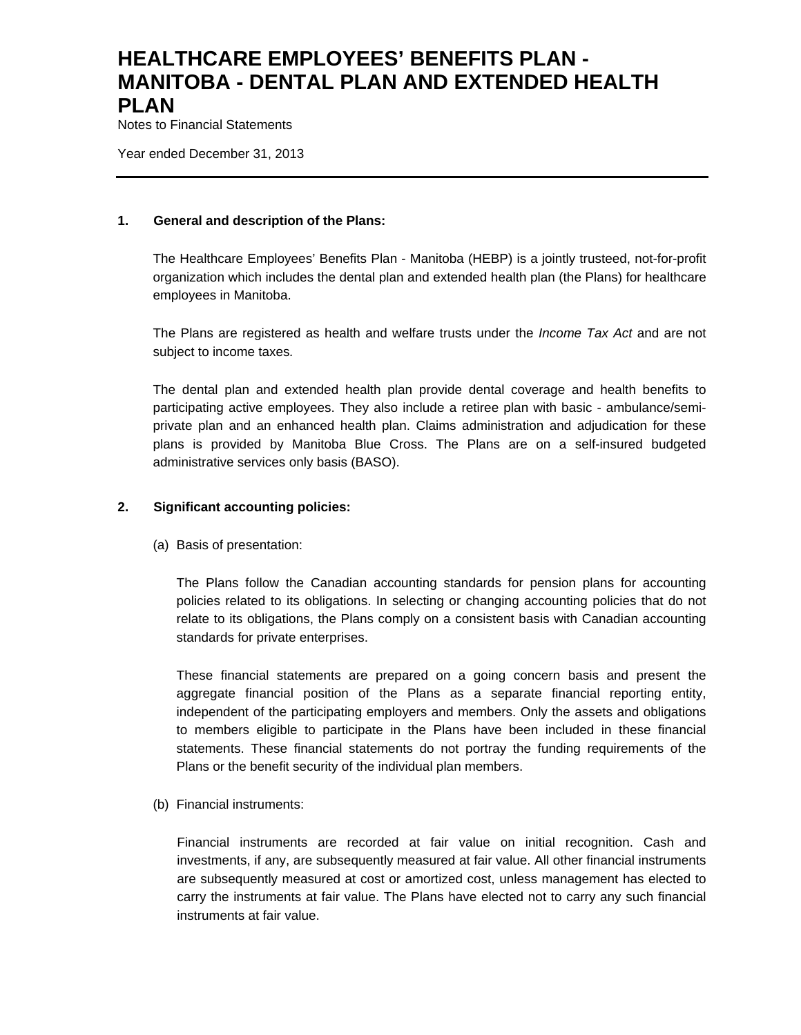# HEALTHCARE EMPLOYEES' BENEFITS PLAN - MANITOBA - DENTAL PLAN AND EXTENDED HEALTH PLAN

Notes to Financial Statements

Year ended December 31, 2013

---

## 1. General and description of the Plans:

The Healthcare Employees' Benefits Plan - Manitoba (HEBP) is a jointly trusteed, not-for-profit organization which includes the dental plan and extended health plan (the Plans) for healthcare employees in Manitoba.

The Plans are registered as health and welfare trusts under the *Income Tax Act* and are not subject to income taxes.

The dental plan and extended health plan provide dental coverage and health benefits to participating active employees. They also include a retiree plan with basic - ambulance/semi-private plan and an enhanced health plan. Claims administration and adjudication for these plans is provided by Manitoba Blue Cross. The Plans are on a self-insured budgeted administrative services only basis (BASO).

## 2. Significant accounting policies:

(a) Basis of presentation:

The Plans follow the Canadian accounting standards for pension plans for accounting policies related to its obligations. In selecting or changing accounting policies that do not relate to its obligations, the Plans comply on a consistent basis with Canadian accounting standards for private enterprises.

These financial statements are prepared on a going concern basis and present the aggregate financial position of the Plans as a separate financial reporting entity, independent of the participating employers and members. Only the assets and obligations to members eligible to participate in the Plans have been included in these financial statements. These financial statements do not portray the funding requirements of the Plans or the benefit security of the individual plan members.

(b) Financial instruments:

Financial instruments are recorded at fair value on initial recognition. Cash and investments, if any, are subsequently measured at fair value. All other financial instruments are subsequently measured at cost or amortized cost, unless management has elected to carry the instruments at fair value. The Plans have elected not to carry any such financial instruments at fair value.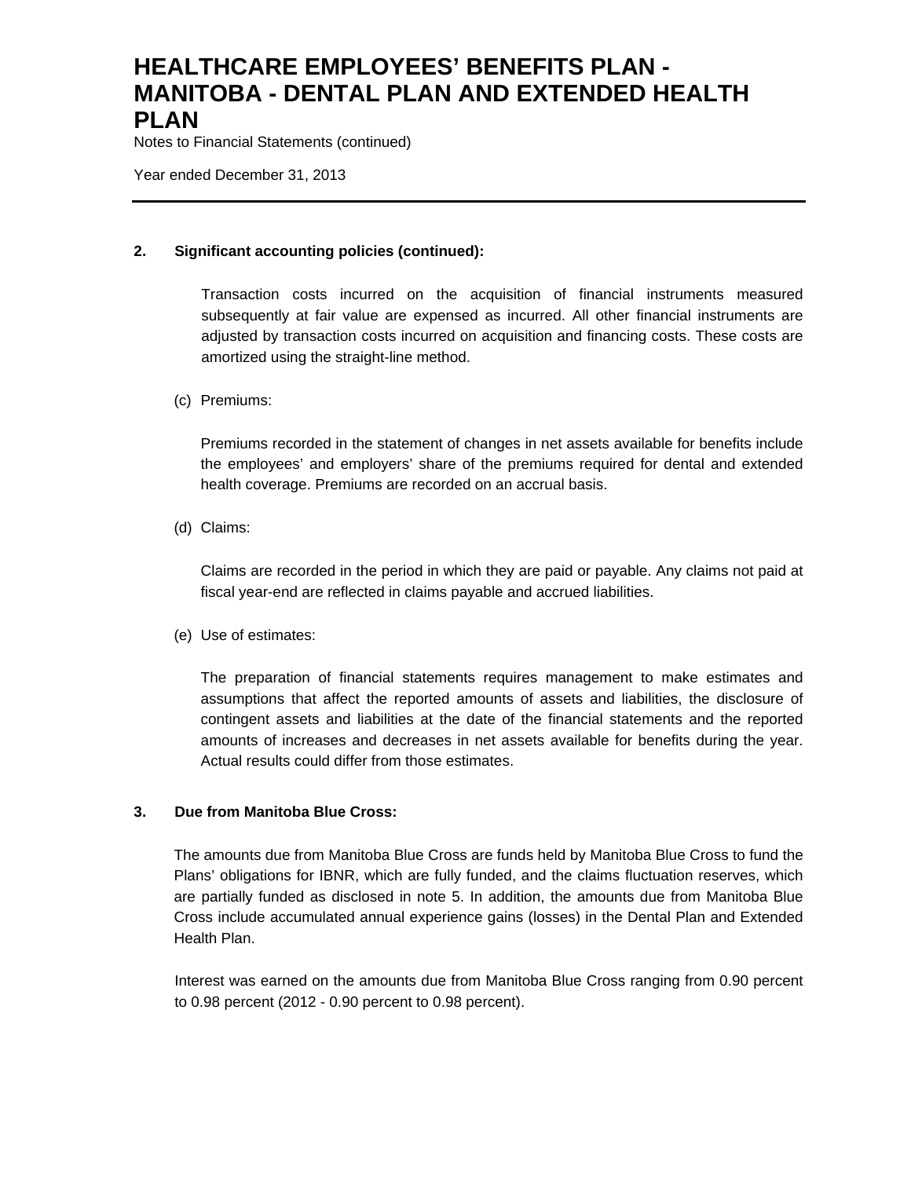## 2. Significant accounting policies (continued):

Transaction costs incurred on the acquisition of financial instruments measured subsequently at fair value are expensed as incurred. All other financial instruments are adjusted by transaction costs incurred on acquisition and financing costs. These costs are amortized using the straight-line method.

(c) Premiums:

Premiums recorded in the statement of changes in net assets available for benefits include the employees' and employers' share of the premiums required for dental and extended health coverage. Premiums are recorded on an accrual basis.

(d) Claims:

Claims are recorded in the period in which they are paid or payable. Any claims not paid at fiscal year-end are reflected in claims payable and accrued liabilities.

(e) Use of estimates:

The preparation of financial statements requires management to make estimates and assumptions that affect the reported amounts of assets and liabilities, the disclosure of contingent assets and liabilities at the date of the financial statements and the reported amounts of increases and decreases in net assets available for benefits during the year. Actual results could differ from those estimates.

## 3. Due from Manitoba Blue Cross:

The amounts due from Manitoba Blue Cross are funds held by Manitoba Blue Cross to fund the Plans' obligations for IBNR, which are fully funded, and the claims fluctuation reserves, which are partially funded as disclosed in note 5. In addition, the amounts due from Manitoba Blue Cross include accumulated annual experience gains (losses) in the Dental Plan and Extended Health Plan.

Interest was earned on the amounts due from Manitoba Blue Cross ranging from 0.90 percent to 0.98 percent (2012 - 0.90 percent to 0.98 percent).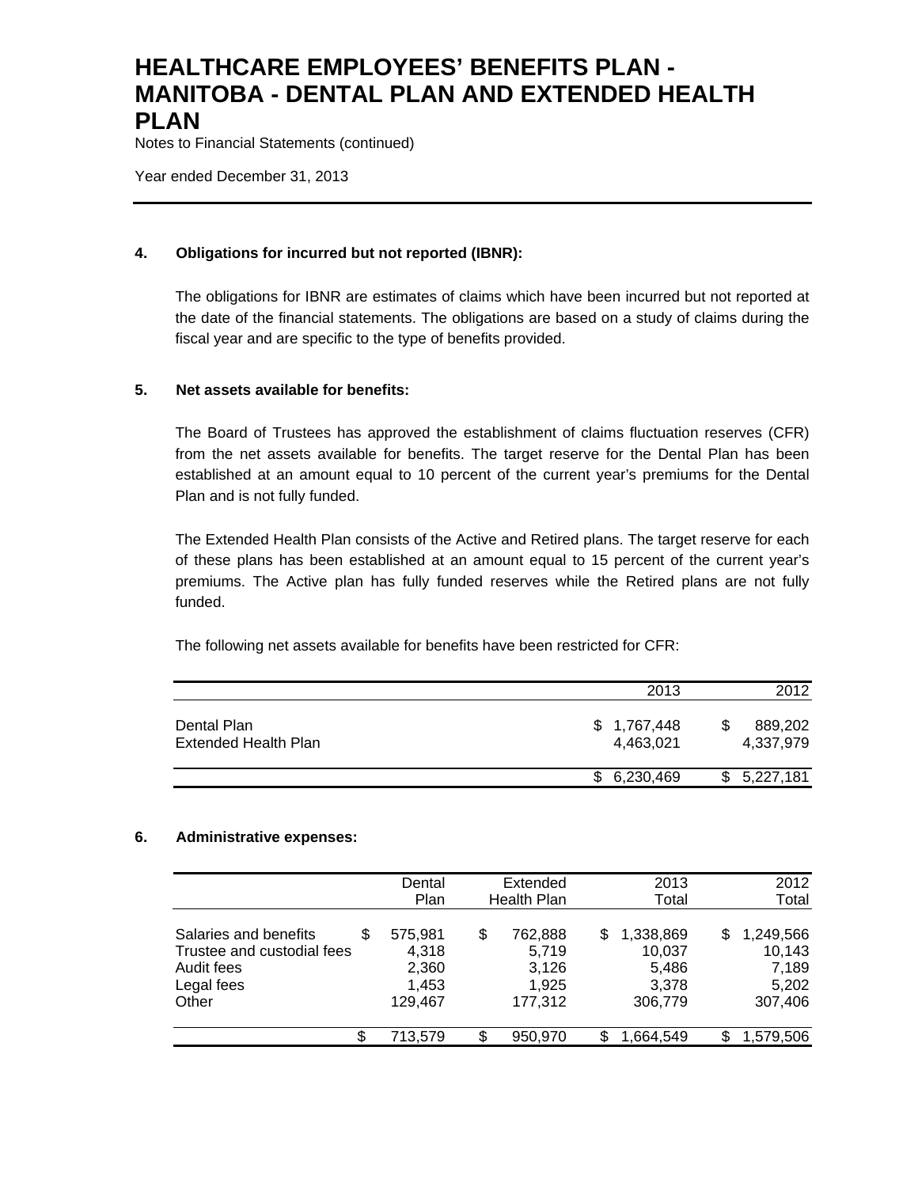# HEALTHCARE EMPLOYEES' BENEFITS PLAN - MANITOBA - DENTAL PLAN AND EXTENDED HEALTH PLAN

Notes to Financial Statements (continued)

Year ended December 31, 2013

**4. Obligations for incurred but not reported (IBNR):**

The obligations for IBNR are estimates of claims which have been incurred but not reported at the date of the financial statements. The obligations are based on a study of claims during the fiscal year and are specific to the type of benefits provided.

**5. Net assets available for benefits:**

The Board of Trustees has approved the establishment of claims fluctuation reserves (CFR) from the net assets available for benefits. The target reserve for the Dental Plan has been established at an amount equal to 10 percent of the current year's premiums for the Dental Plan and is not fully funded.

The Extended Health Plan consists of the Active and Retired plans. The target reserve for each of these plans has been established at an amount equal to 15 percent of the current year's premiums. The Active plan has fully funded reserves while the Retired plans are not fully funded.

The following net assets available for benefits have been restricted for CFR:

| | 2013 | 2012 |
|---|---|---|
| Dental Plan | $ 1,767,448 | $ 889,202 |
| Extended Health Plan | 4,463,021 | 4,337,979 |
| | $ 6,230,469 | $ 5,227,181 |

**6. Administrative expenses:**

| | Dental Plan | Extended Health Plan | 2013 Total | 2012 Total |
|---|---|---|---|---|
| Salaries and benefits | $ 575,981 | $ 762,888 | $ 1,338,869 | $ 1,249,566 |
| Trustee and custodial fees | 4,318 | 5,719 | 10,037 | 10,143 |
| Audit fees | 2,360 | 3,126 | 5,486 | 7,189 |
| Legal fees | 1,453 | 1,925 | 3,378 | 5,202 |
| Other | 129,467 | 177,312 | 306,779 | 307,406 |
| | $ 713,579 | $ 950,970 | $ 1,664,549 | $ 1,579,506 |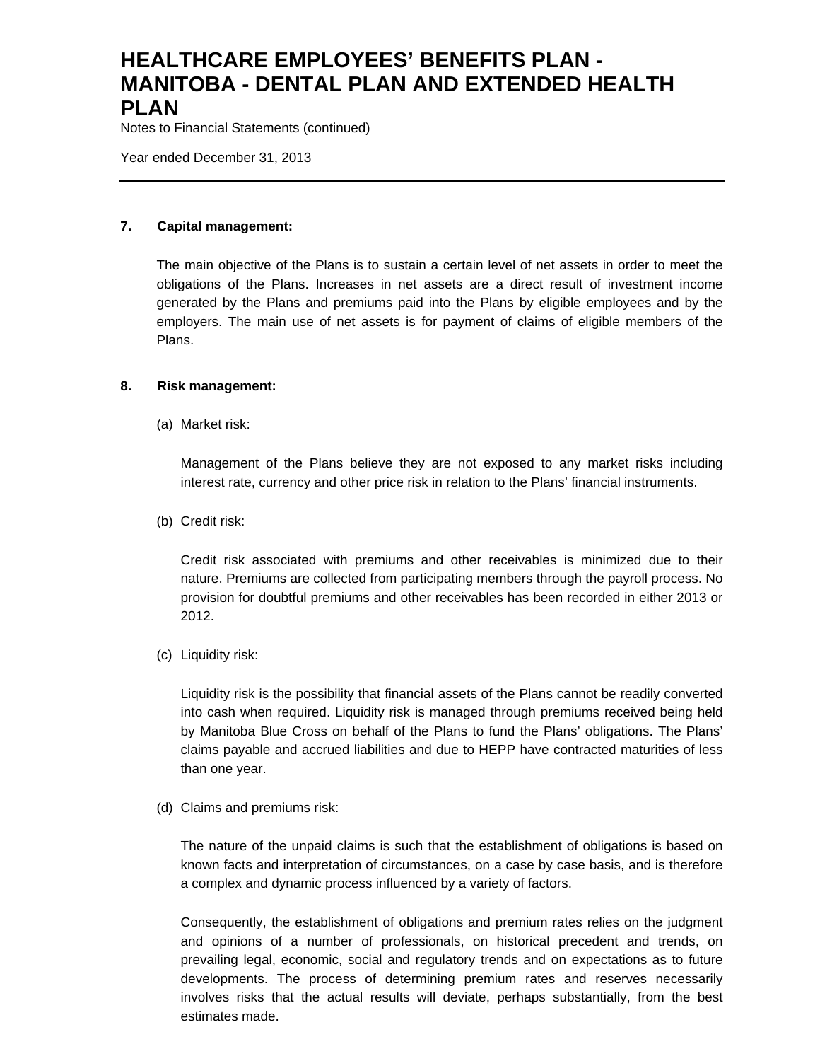## 7. Capital management:

The main objective of the Plans is to sustain a certain level of net assets in order to meet the obligations of the Plans. Increases in net assets are a direct result of investment income generated by the Plans and premiums paid into the Plans by eligible employees and by the employers. The main use of net assets is for payment of claims of eligible members of the Plans.

## 8. Risk management:

(a) Market risk:

Management of the Plans believe they are not exposed to any market risks including interest rate, currency and other price risk in relation to the Plans' financial instruments.

(b) Credit risk:

Credit risk associated with premiums and other receivables is minimized due to their nature. Premiums are collected from participating members through the payroll process. No provision for doubtful premiums and other receivables has been recorded in either 2013 or 2012.

(c) Liquidity risk:

Liquidity risk is the possibility that financial assets of the Plans cannot be readily converted into cash when required. Liquidity risk is managed through premiums received being held by Manitoba Blue Cross on behalf of the Plans to fund the Plans' obligations. The Plans' claims payable and accrued liabilities and due to HEPP have contracted maturities of less than one year.

(d) Claims and premiums risk:

The nature of the unpaid claims is such that the establishment of obligations is based on known facts and interpretation of circumstances, on a case by case basis, and is therefore a complex and dynamic process influenced by a variety of factors.

Consequently, the establishment of obligations and premium rates relies on the judgment and opinions of a number of professionals, on historical precedent and trends, on prevailing legal, economic, social and regulatory trends and on expectations as to future developments. The process of determining premium rates and reserves necessarily involves risks that the actual results will deviate, perhaps substantially, from the best estimates made.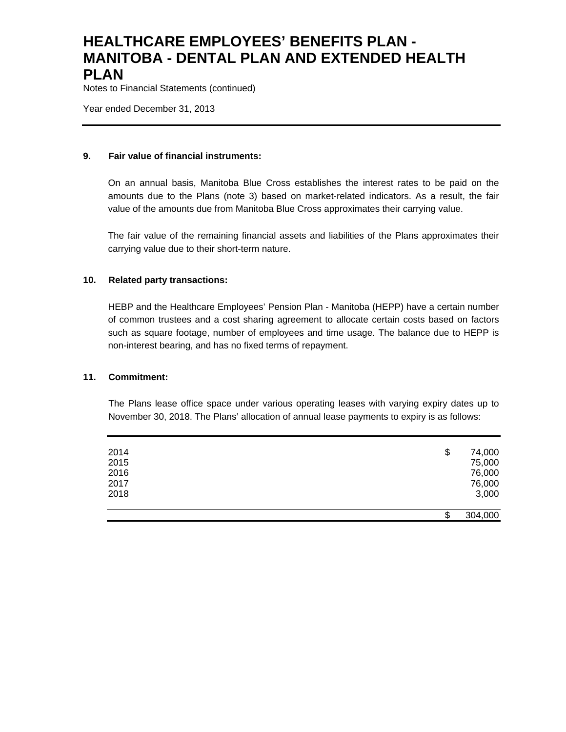# HEALTHCARE EMPLOYEES' BENEFITS PLAN - MANITOBA - DENTAL PLAN AND EXTENDED HEALTH PLAN

Notes to Financial Statements (continued)

Year ended December 31, 2013

**9. Fair value of financial instruments:**

On an annual basis, Manitoba Blue Cross establishes the interest rates to be paid on the amounts due to the Plans (note 3) based on market-related indicators. As a result, the fair value of the amounts due from Manitoba Blue Cross approximates their carrying value.

The fair value of the remaining financial assets and liabilities of the Plans approximates their carrying value due to their short-term nature.

**10. Related party transactions:**

HEBP and the Healthcare Employees' Pension Plan - Manitoba (HEPP) have a certain number of common trustees and a cost sharing agreement to allocate certain costs based on factors such as square footage, number of employees and time usage. The balance due to HEPP is non-interest bearing, and has no fixed terms of repayment.

**11. Commitment:**

The Plans lease office space under various operating leases with varying expiry dates up to November 30, 2018. The Plans' allocation of annual lease payments to expiry is as follows:

| | |
|---|---|
| 2014 | $ 74,000 |
| 2015 | 75,000 |
| 2016 | 76,000 |
| 2017 | 76,000 |
| 2018 | 3,000 |
| | $ 304,000 |